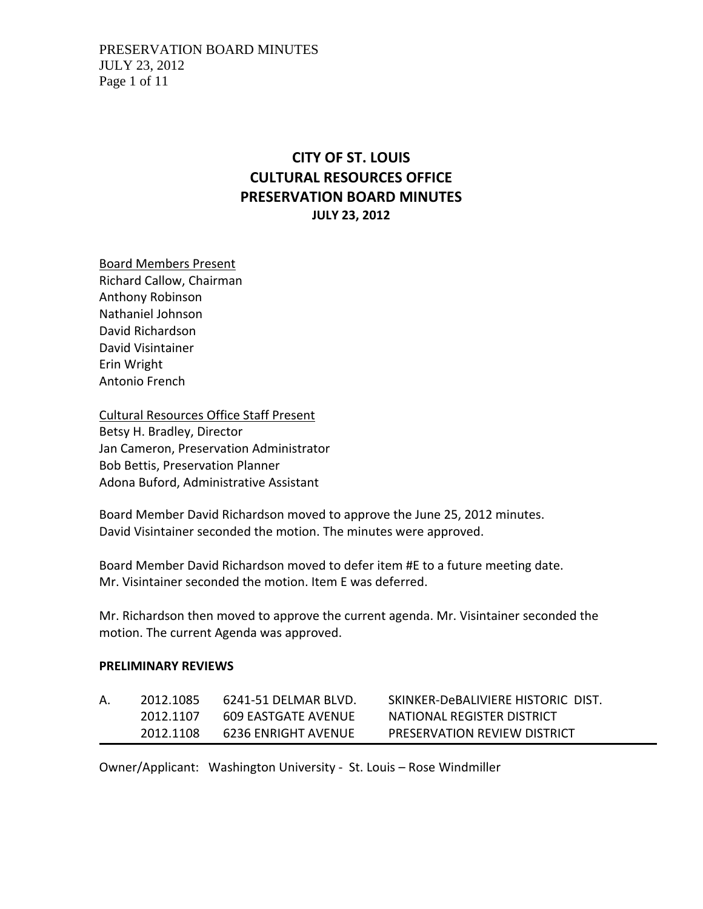# CITY OF ST. LOUIS
# CULTURAL RESOURCES OFFICE
# PRESERVATION BOARD MINUTES
## JULY 23, 2012

Board Members Present
Richard Callow, Chairman
Anthony Robinson
Nathaniel Johnson
David Richardson
David Visintainer
Erin Wright
Antonio French

Cultural Resources Office Staff Present
Betsy H. Bradley, Director
Jan Cameron, Preservation Administrator
Bob Bettis, Preservation Planner
Adona Buford, Administrative Assistant

Board Member David Richardson moved to approve the June 25, 2012 minutes. David Visintainer seconded the motion. The minutes were approved.

Board Member David Richardson moved to defer item #E to a future meeting date. Mr. Visintainer seconded the motion. Item E was deferred.

Mr. Richardson then moved to approve the current agenda. Mr. Visintainer seconded the motion. The current Agenda was approved.

**PRELIMINARY REVIEWS**

| A. | 2012.1085 | 6241-51 DELMAR BLVD. | SKINKER-DeBALIVIERE HISTORIC DIST. |
|---|---|---|---|
| | 2012.1107 | 609 EASTGATE AVENUE | NATIONAL REGISTER DISTRICT |
| | 2012.1108 | 6236 ENRIGHT AVENUE | PRESERVATION REVIEW DISTRICT |

Owner/Applicant: Washington University - St. Louis – Rose Windmiller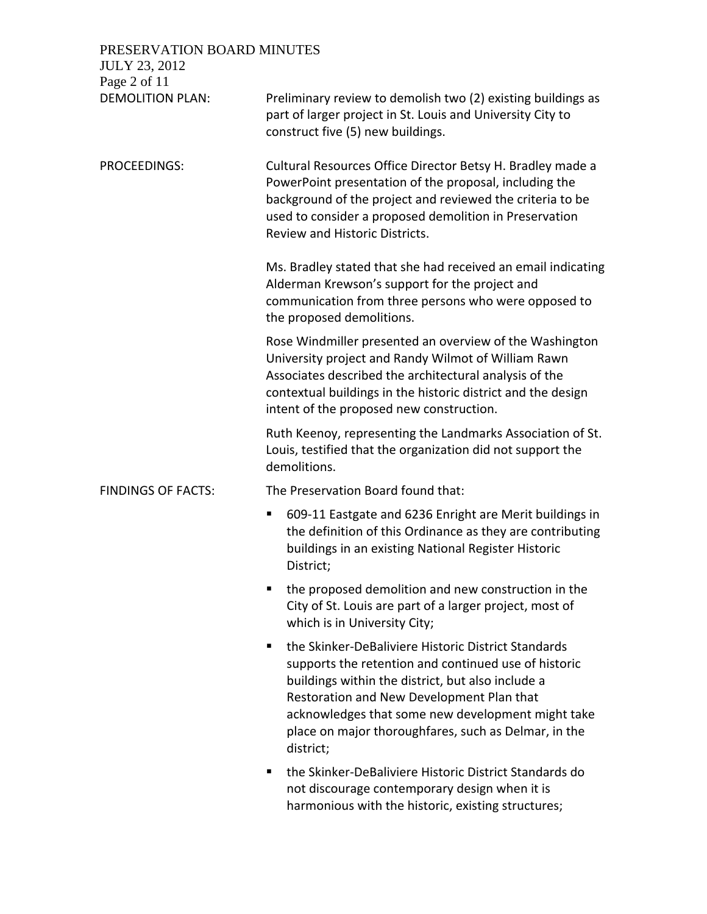DEMOLITION PLAN: Preliminary review to demolish two (2) existing buildings as part of larger project in St. Louis and University City to construct five (5) new buildings.

PROCEEDINGS: Cultural Resources Office Director Betsy H. Bradley made a PowerPoint presentation of the proposal, including the background of the project and reviewed the criteria to be used to consider a proposed demolition in Preservation Review and Historic Districts.

Ms. Bradley stated that she had received an email indicating Alderman Krewson's support for the project and communication from three persons who were opposed to the proposed demolitions.

Rose Windmiller presented an overview of the Washington University project and Randy Wilmot of William Rawn Associates described the architectural analysis of the contextual buildings in the historic district and the design intent of the proposed new construction.

Ruth Keenoy, representing the Landmarks Association of St. Louis, testified that the organization did not support the demolitions.

FINDINGS OF FACTS: The Preservation Board found that:

- 609-11 Eastgate and 6236 Enright are Merit buildings in the definition of this Ordinance as they are contributing buildings in an existing National Register Historic District;
- the proposed demolition and new construction in the City of St. Louis are part of a larger project, most of which is in University City;
- the Skinker-DeBaliviere Historic District Standards supports the retention and continued use of historic buildings within the district, but also include a Restoration and New Development Plan that acknowledges that some new development might take place on major thoroughfares, such as Delmar, in the district;
- the Skinker-DeBaliviere Historic District Standards do not discourage contemporary design when it is harmonious with the historic, existing structures;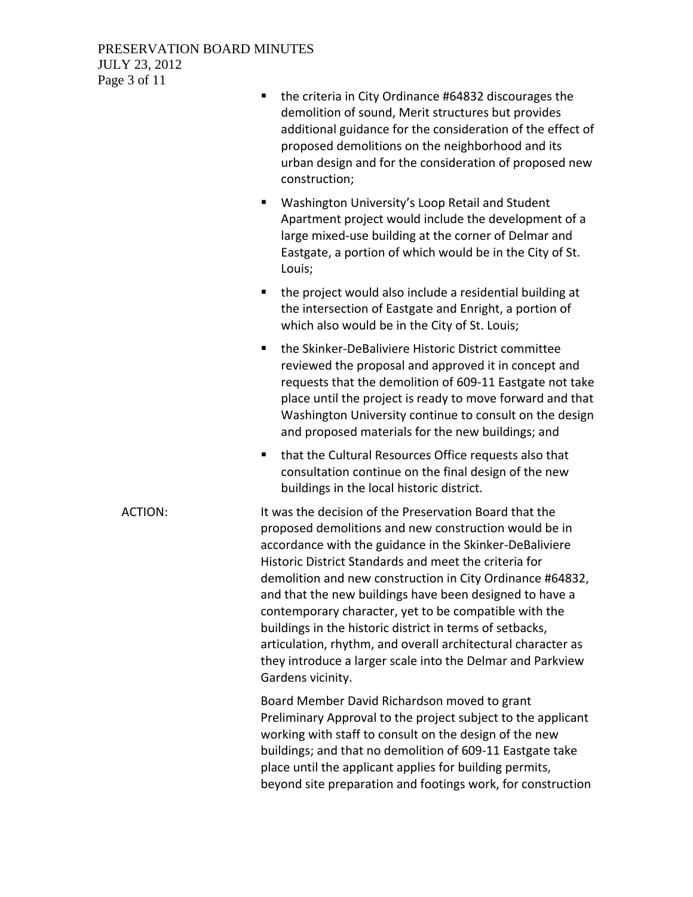- the criteria in City Ordinance #64832 discourages the demolition of sound, Merit structures but provides additional guidance for the consideration of the effect of proposed demolitions on the neighborhood and its urban design and for the consideration of proposed new construction;
- Washington University's Loop Retail and Student Apartment project would include the development of a large mixed-use building at the corner of Delmar and Eastgate, a portion of which would be in the City of St. Louis;
- the project would also include a residential building at the intersection of Eastgate and Enright, a portion of which also would be in the City of St. Louis;
- the Skinker-DeBaliviere Historic District committee reviewed the proposal and approved it in concept and requests that the demolition of 609-11 Eastgate not take place until the project is ready to move forward and that Washington University continue to consult on the design and proposed materials for the new buildings; and
- that the Cultural Resources Office requests also that consultation continue on the final design of the new buildings in the local historic district.

ACTION: It was the decision of the Preservation Board that the proposed demolitions and new construction would be in accordance with the guidance in the Skinker-DeBaliviere Historic District Standards and meet the criteria for demolition and new construction in City Ordinance #64832, and that the new buildings have been designed to have a contemporary character, yet to be compatible with the buildings in the historic district in terms of setbacks, articulation, rhythm, and overall architectural character as they introduce a larger scale into the Delmar and Parkview Gardens vicinity.

Board Member David Richardson moved to grant Preliminary Approval to the project subject to the applicant working with staff to consult on the design of the new buildings; and that no demolition of 609-11 Eastgate take place until the applicant applies for building permits, beyond site preparation and footings work, for construction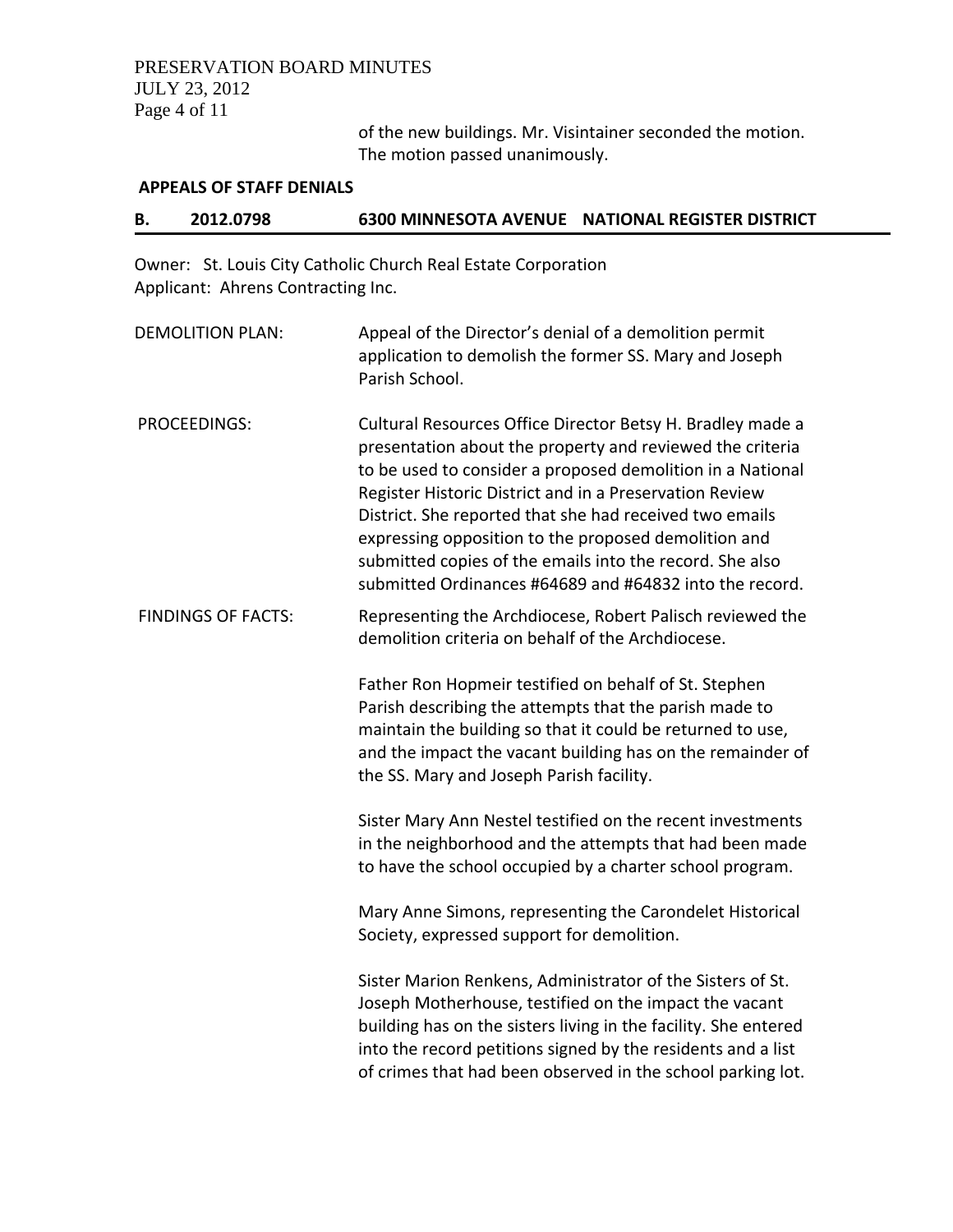of the new buildings. Mr. Visintainer seconded the motion. The motion passed unanimously.

**APPEALS OF STAFF DENIALS**

**B. 2012.0798 6300 MINNESOTA AVENUE NATIONAL REGISTER DISTRICT**

Owner: St. Louis City Catholic Church Real Estate Corporation
Applicant: Ahrens Contracting Inc.

DEMOLITION PLAN: Appeal of the Director's denial of a demolition permit application to demolish the former SS. Mary and Joseph Parish School.

PROCEEDINGS: Cultural Resources Office Director Betsy H. Bradley made a presentation about the property and reviewed the criteria to be used to consider a proposed demolition in a National Register Historic District and in a Preservation Review District. She reported that she had received two emails expressing opposition to the proposed demolition and submitted copies of the emails into the record. She also submitted Ordinances #64689 and #64832 into the record.

FINDINGS OF FACTS: Representing the Archdiocese, Robert Palisch reviewed the demolition criteria on behalf of the Archdiocese.

Father Ron Hopmeir testified on behalf of St. Stephen Parish describing the attempts that the parish made to maintain the building so that it could be returned to use, and the impact the vacant building has on the remainder of the SS. Mary and Joseph Parish facility.

Sister Mary Ann Nestel testified on the recent investments in the neighborhood and the attempts that had been made to have the school occupied by a charter school program.

Mary Anne Simons, representing the Carondelet Historical Society, expressed support for demolition.

Sister Marion Renkens, Administrator of the Sisters of St. Joseph Motherhouse, testified on the impact the vacant building has on the sisters living in the facility. She entered into the record petitions signed by the residents and a list of crimes that had been observed in the school parking lot.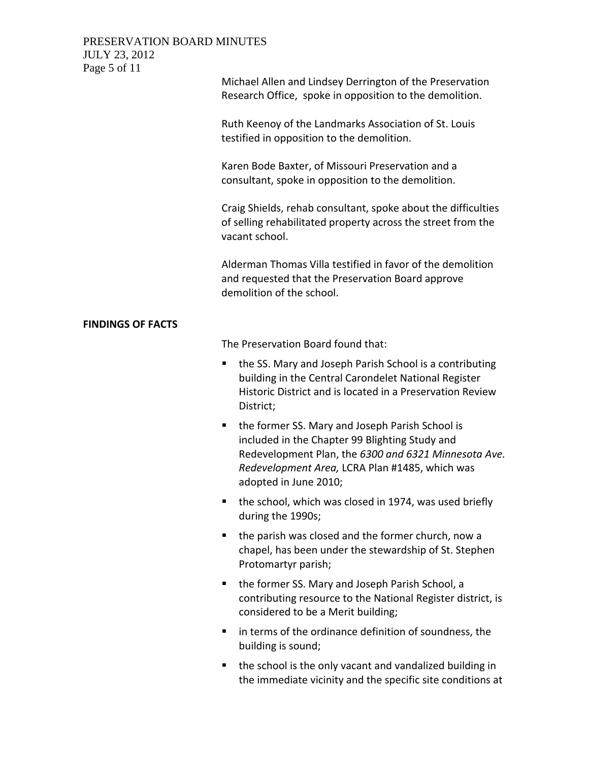Michael Allen and Lindsey Derrington of the Preservation Research Office, spoke in opposition to the demolition.

Ruth Keenoy of the Landmarks Association of St. Louis testified in opposition to the demolition.

Karen Bode Baxter, of Missouri Preservation and a consultant, spoke in opposition to the demolition.

Craig Shields, rehab consultant, spoke about the difficulties of selling rehabilitated property across the street from the vacant school.

Alderman Thomas Villa testified in favor of the demolition and requested that the Preservation Board approve demolition of the school.

**FINDINGS OF FACTS**

The Preservation Board found that:

- the SS. Mary and Joseph Parish School is a contributing building in the Central Carondelet National Register Historic District and is located in a Preservation Review District;
- the former SS. Mary and Joseph Parish School is included in the Chapter 99 Blighting Study and Redevelopment Plan, the *6300 and 6321 Minnesota Ave. Redevelopment Area,* LCRA Plan #1485, which was adopted in June 2010;
- the school, which was closed in 1974, was used briefly during the 1990s;
- the parish was closed and the former church, now a chapel, has been under the stewardship of St. Stephen Protomartyr parish;
- the former SS. Mary and Joseph Parish School, a contributing resource to the National Register district, is considered to be a Merit building;
- in terms of the ordinance definition of soundness, the building is sound;
- the school is the only vacant and vandalized building in the immediate vicinity and the specific site conditions at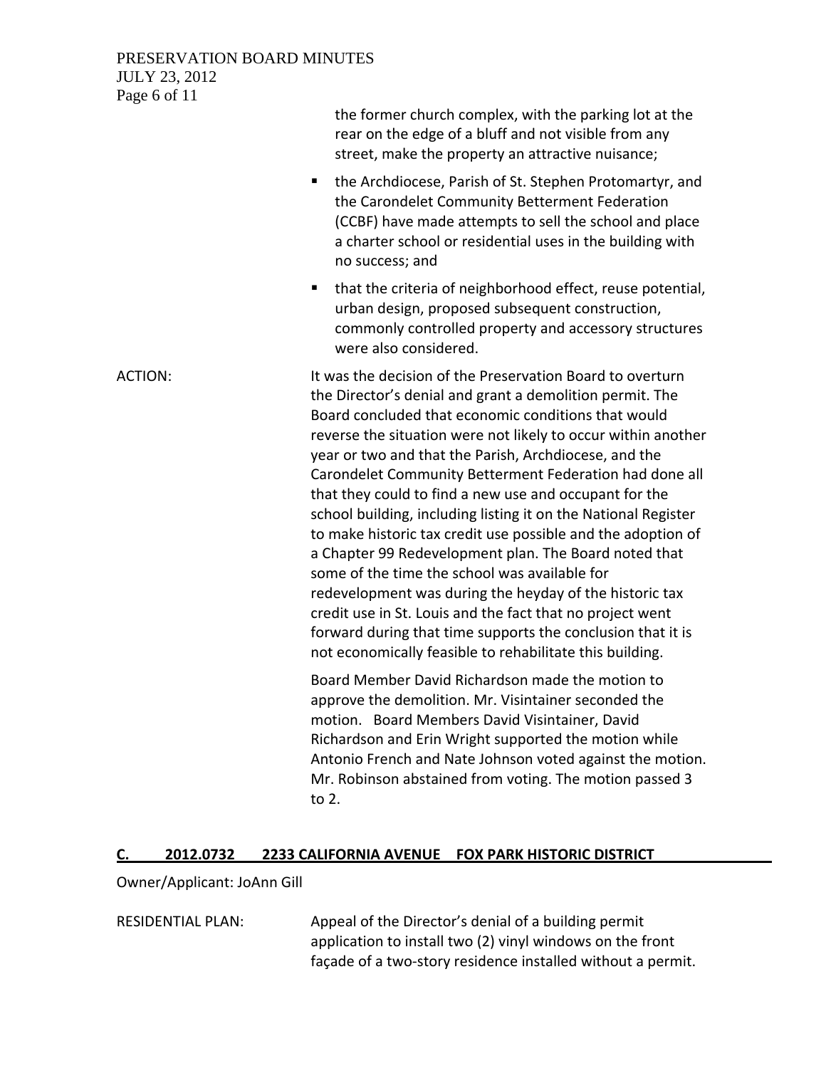the former church complex, with the parking lot at the rear on the edge of a bluff and not visible from any street, make the property an attractive nuisance;

- the Archdiocese, Parish of St. Stephen Protomartyr, and the Carondelet Community Betterment Federation (CCBF) have made attempts to sell the school and place a charter school or residential uses in the building with no success; and
- that the criteria of neighborhood effect, reuse potential, urban design, proposed subsequent construction, commonly controlled property and accessory structures were also considered.

ACTION: It was the decision of the Preservation Board to overturn the Director's denial and grant a demolition permit. The Board concluded that economic conditions that would reverse the situation were not likely to occur within another year or two and that the Parish, Archdiocese, and the Carondelet Community Betterment Federation had done all that they could to find a new use and occupant for the school building, including listing it on the National Register to make historic tax credit use possible and the adoption of a Chapter 99 Redevelopment plan. The Board noted that some of the time the school was available for redevelopment was during the heyday of the historic tax credit use in St. Louis and the fact that no project went forward during that time supports the conclusion that it is not economically feasible to rehabilitate this building.

Board Member David Richardson made the motion to approve the demolition. Mr. Visintainer seconded the motion. Board Members David Visintainer, David Richardson and Erin Wright supported the motion while Antonio French and Nate Johnson voted against the motion. Mr. Robinson abstained from voting. The motion passed 3 to 2.

## C. 2012.0732 2233 CALIFORNIA AVENUE FOX PARK HISTORIC DISTRICT

Owner/Applicant: JoAnn Gill

RESIDENTIAL PLAN: Appeal of the Director's denial of a building permit application to install two (2) vinyl windows on the front façade of a two-story residence installed without a permit.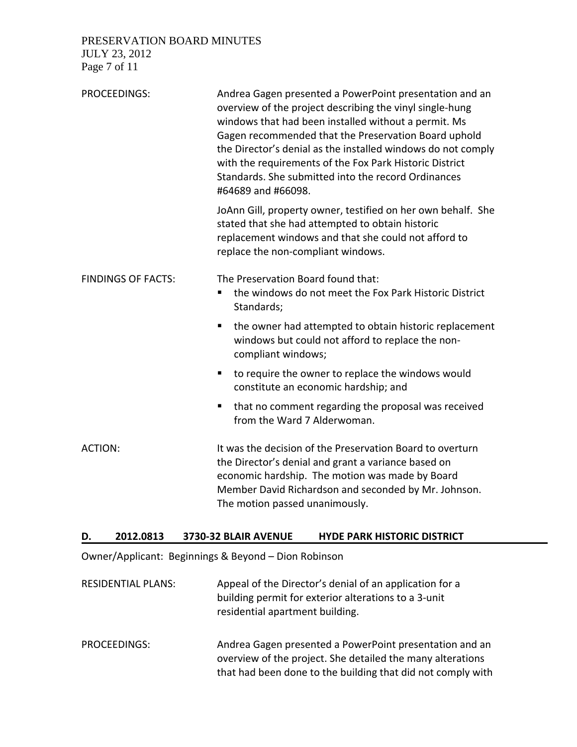PROCEEDINGS: Andrea Gagen presented a PowerPoint presentation and an overview of the project describing the vinyl single-hung windows that had been installed without a permit. Ms Gagen recommended that the Preservation Board uphold the Director's denial as the installed windows do not comply with the requirements of the Fox Park Historic District Standards. She submitted into the record Ordinances #64689 and #66098.

JoAnn Gill, property owner, testified on her own behalf. She stated that she had attempted to obtain historic replacement windows and that she could not afford to replace the non-compliant windows.

FINDINGS OF FACTS: The Preservation Board found that:

- the windows do not meet the Fox Park Historic District Standards;
- the owner had attempted to obtain historic replacement windows but could not afford to replace the non-compliant windows;
- to require the owner to replace the windows would constitute an economic hardship; and
- that no comment regarding the proposal was received from the Ward 7 Alderwoman.

ACTION: It was the decision of the Preservation Board to overturn the Director's denial and grant a variance based on economic hardship. The motion was made by Board Member David Richardson and seconded by Mr. Johnson. The motion passed unanimously.

## D. 2012.0813 3730-32 BLAIR AVENUE HYDE PARK HISTORIC DISTRICT

Owner/Applicant: Beginnings & Beyond – Dion Robinson

RESIDENTIAL PLANS: Appeal of the Director's denial of an application for a building permit for exterior alterations to a 3-unit residential apartment building.

PROCEEDINGS: Andrea Gagen presented a PowerPoint presentation and an overview of the project. She detailed the many alterations that had been done to the building that did not comply with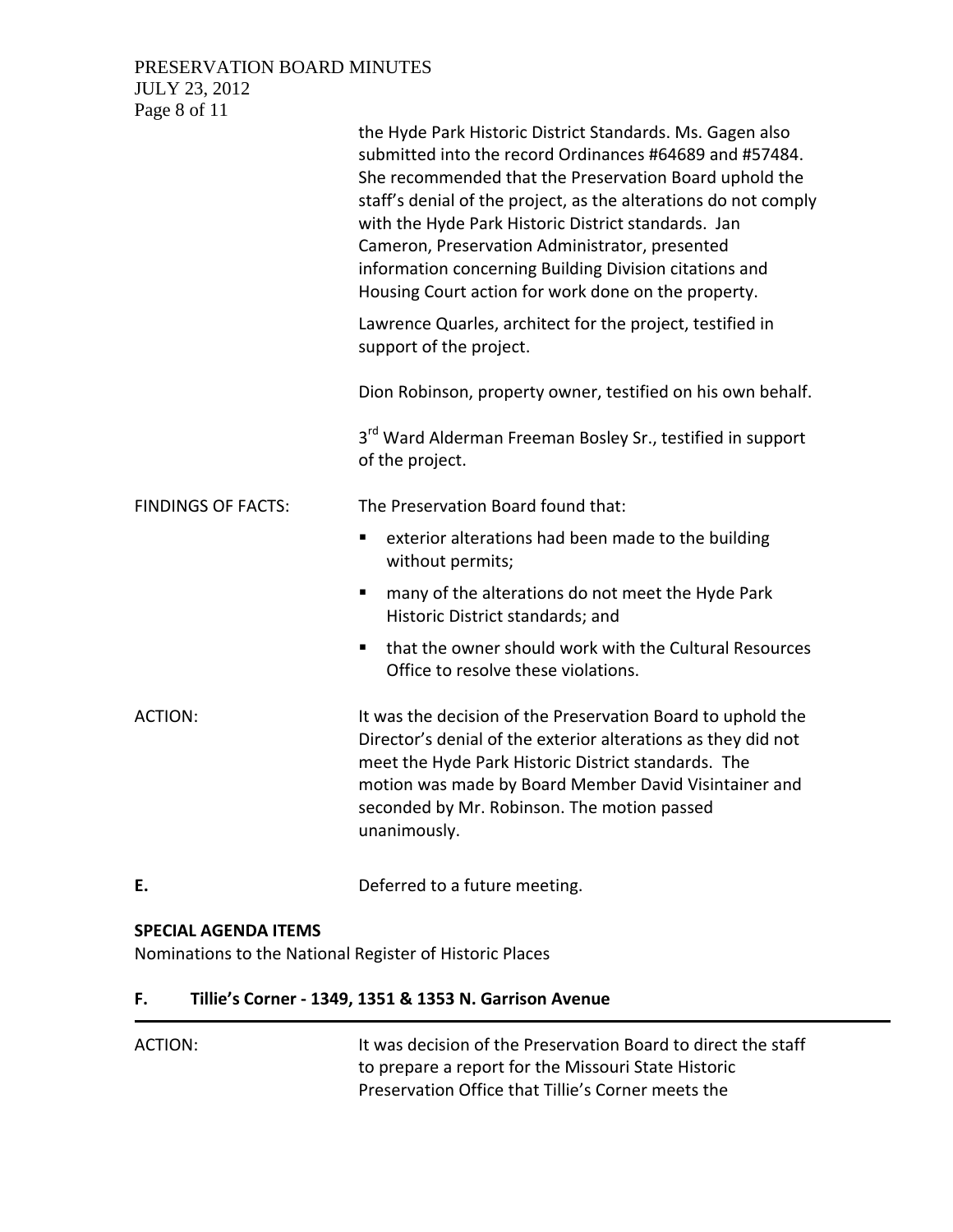the Hyde Park Historic District Standards. Ms. Gagen also submitted into the record Ordinances #64689 and #57484. She recommended that the Preservation Board uphold the staff's denial of the project, as the alterations do not comply with the Hyde Park Historic District standards. Jan Cameron, Preservation Administrator, presented information concerning Building Division citations and Housing Court action for work done on the property.

Lawrence Quarles, architect for the project, testified in support of the project.

Dion Robinson, property owner, testified on his own behalf.

3rd Ward Alderman Freeman Bosley Sr., testified in support of the project.

FINDINGS OF FACTS: The Preservation Board found that:

- exterior alterations had been made to the building without permits;
- many of the alterations do not meet the Hyde Park Historic District standards; and
- that the owner should work with the Cultural Resources Office to resolve these violations.

ACTION: It was the decision of the Preservation Board to uphold the Director's denial of the exterior alterations as they did not meet the Hyde Park Historic District standards. The motion was made by Board Member David Visintainer and seconded by Mr. Robinson. The motion passed unanimously.

**E.** Deferred to a future meeting.

**SPECIAL AGENDA ITEMS**

Nominations to the National Register of Historic Places

**F. Tillie's Corner - 1349, 1351 & 1353 N. Garrison Avenue**

---

ACTION: It was decision of the Preservation Board to direct the staff to prepare a report for the Missouri State Historic Preservation Office that Tillie's Corner meets the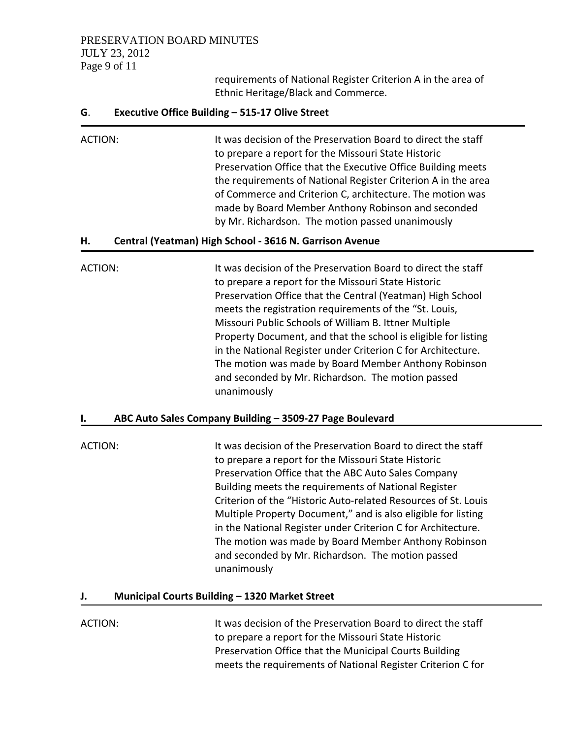requirements of National Register Criterion A in the area of Ethnic Heritage/Black and Commerce.

### G. Executive Office Building – 515-17 Olive Street

ACTION: It was decision of the Preservation Board to direct the staff to prepare a report for the Missouri State Historic Preservation Office that the Executive Office Building meets the requirements of National Register Criterion A in the area of Commerce and Criterion C, architecture. The motion was made by Board Member Anthony Robinson and seconded by Mr. Richardson. The motion passed unanimously

### H. Central (Yeatman) High School - 3616 N. Garrison Avenue

ACTION: It was decision of the Preservation Board to direct the staff to prepare a report for the Missouri State Historic Preservation Office that the Central (Yeatman) High School meets the registration requirements of the "St. Louis, Missouri Public Schools of William B. Ittner Multiple Property Document, and that the school is eligible for listing in the National Register under Criterion C for Architecture. The motion was made by Board Member Anthony Robinson and seconded by Mr. Richardson. The motion passed unanimously

### I. ABC Auto Sales Company Building – 3509-27 Page Boulevard

ACTION: It was decision of the Preservation Board to direct the staff to prepare a report for the Missouri State Historic Preservation Office that the ABC Auto Sales Company Building meets the requirements of National Register Criterion of the "Historic Auto-related Resources of St. Louis Multiple Property Document," and is also eligible for listing in the National Register under Criterion C for Architecture. The motion was made by Board Member Anthony Robinson and seconded by Mr. Richardson. The motion passed unanimously

### J. Municipal Courts Building – 1320 Market Street

ACTION: It was decision of the Preservation Board to direct the staff to prepare a report for the Missouri State Historic Preservation Office that the Municipal Courts Building meets the requirements of National Register Criterion C for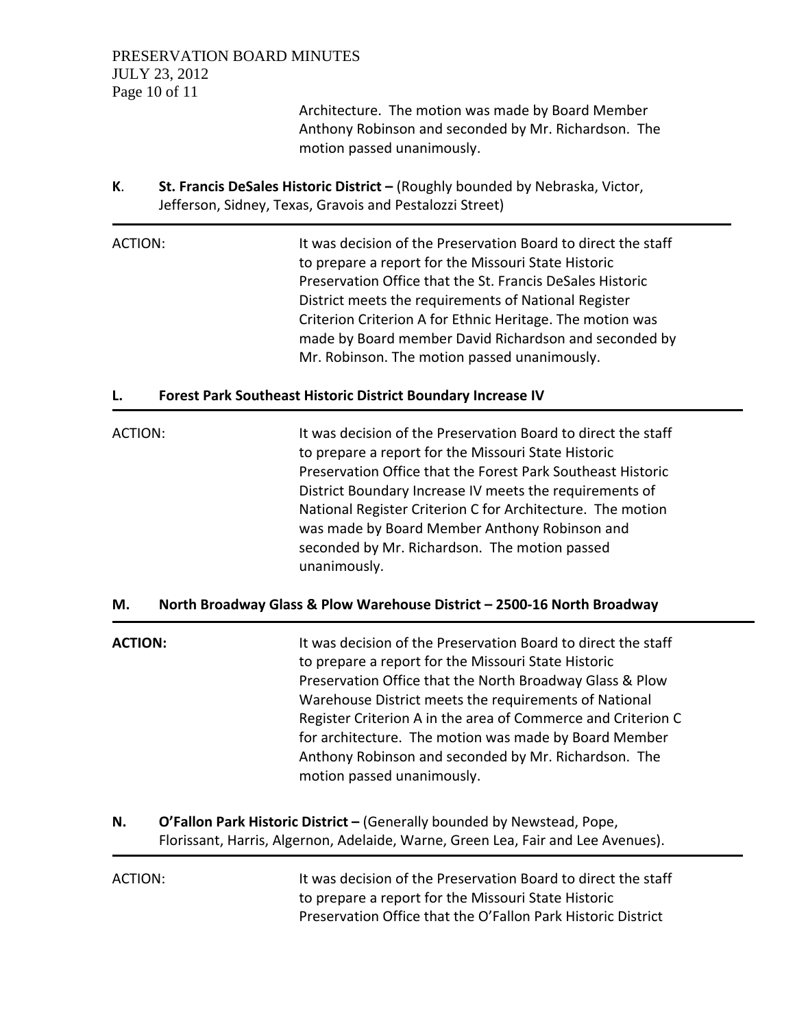Architecture. The motion was made by Board Member Anthony Robinson and seconded by Mr. Richardson. The motion passed unanimously.

**K. St. Francis DeSales Historic District –** (Roughly bounded by Nebraska, Victor, Jefferson, Sidney, Texas, Gravois and Pestalozzi Street)

---

ACTION: It was decision of the Preservation Board to direct the staff to prepare a report for the Missouri State Historic Preservation Office that the St. Francis DeSales Historic District meets the requirements of National Register Criterion Criterion A for Ethnic Heritage. The motion was made by Board member David Richardson and seconded by Mr. Robinson. The motion passed unanimously.

**L. Forest Park Southeast Historic District Boundary Increase IV**

---

ACTION: It was decision of the Preservation Board to direct the staff to prepare a report for the Missouri State Historic Preservation Office that the Forest Park Southeast Historic District Boundary Increase IV meets the requirements of National Register Criterion C for Architecture. The motion was made by Board Member Anthony Robinson and seconded by Mr. Richardson. The motion passed unanimously.

**M. North Broadway Glass & Plow Warehouse District – 2500-16 North Broadway**

---

**ACTION:** It was decision of the Preservation Board to direct the staff to prepare a report for the Missouri State Historic Preservation Office that the North Broadway Glass & Plow Warehouse District meets the requirements of National Register Criterion A in the area of Commerce and Criterion C for architecture. The motion was made by Board Member Anthony Robinson and seconded by Mr. Richardson. The motion passed unanimously.

**N. O'Fallon Park Historic District –** (Generally bounded by Newstead, Pope, Florissant, Harris, Algernon, Adelaide, Warne, Green Lea, Fair and Lee Avenues).

---

ACTION: It was decision of the Preservation Board to direct the staff to prepare a report for the Missouri State Historic Preservation Office that the O'Fallon Park Historic District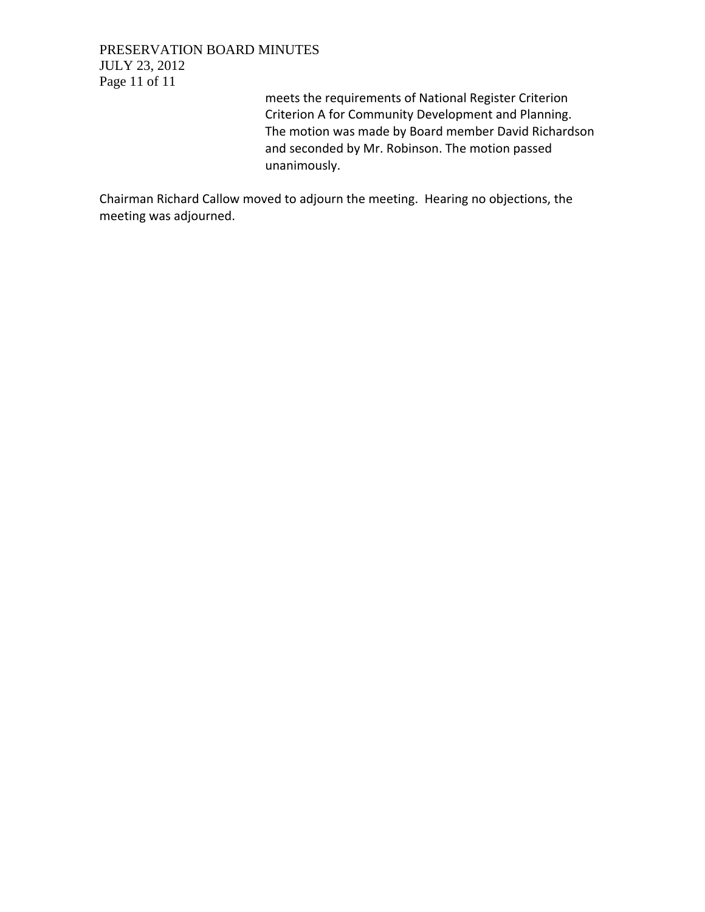meets the requirements of National Register Criterion Criterion A for Community Development and Planning. The motion was made by Board member David Richardson and seconded by Mr. Robinson. The motion passed unanimously.

Chairman Richard Callow moved to adjourn the meeting. Hearing no objections, the meeting was adjourned.